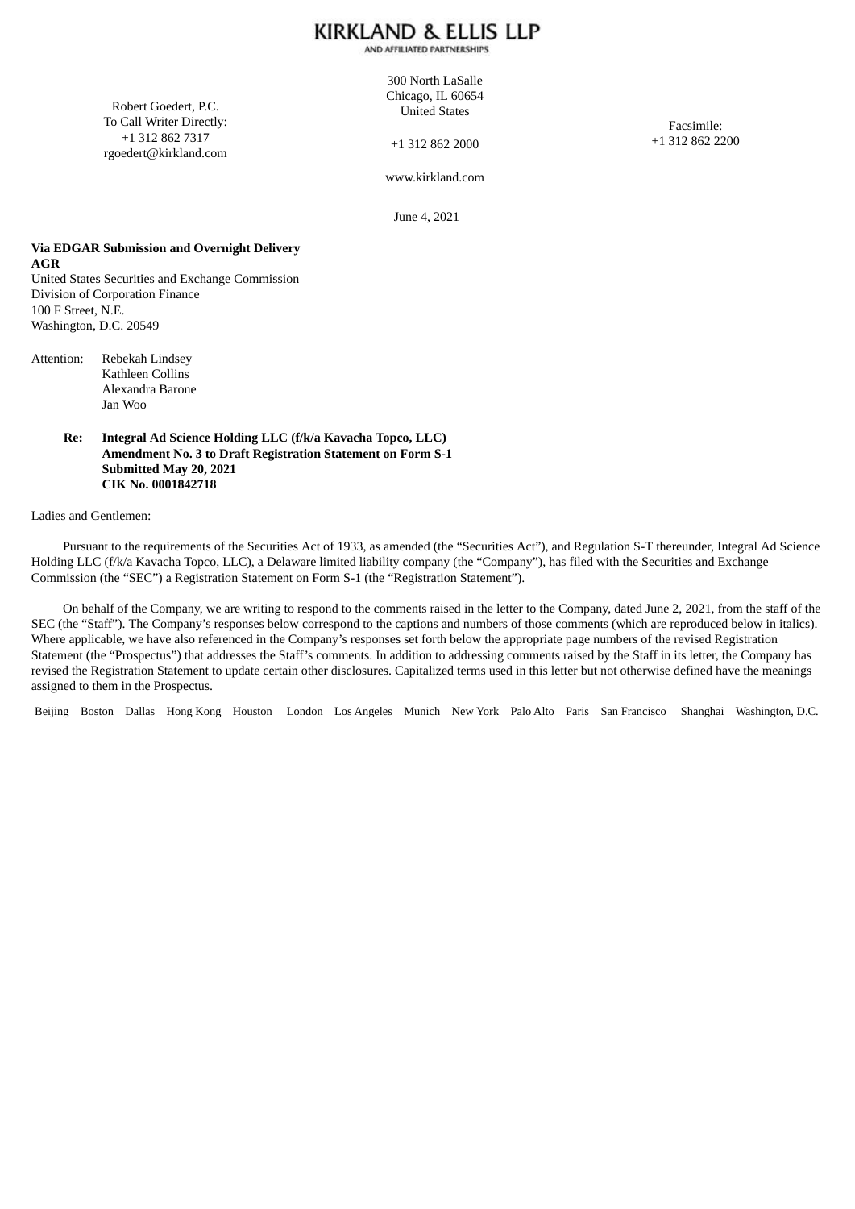# KIRKLAND & ELLIS LLP

AND AFFILIATED PARTNERSHIPS

Robert Goedert, P.C.
To Call Writer Directly:
+1 312 862 7317
rgoedert@kirkland.com

300 North LaSalle
Chicago, IL 60654
United States

+1 312 862 2000

www.kirkland.com

Facsimile:
+1 312 862 2200

June 4, 2021

**Via EDGAR Submission and Overnight Delivery**
**AGR**
United States Securities and Exchange Commission
Division of Corporation Finance
100 F Street, N.E.
Washington, D.C. 20549

Attention: Rebekah Lindsey
Kathleen Collins
Alexandra Barone
Jan Woo

**Re: Integral Ad Science Holding LLC (f/k/a Kavacha Topco, LLC)**
**Amendment No. 3 to Draft Registration Statement on Form S-1**
**Submitted May 20, 2021**
**CIK No. 0001842718**

Ladies and Gentlemen:

Pursuant to the requirements of the Securities Act of 1933, as amended (the "Securities Act"), and Regulation S-T thereunder, Integral Ad Science Holding LLC (f/k/a Kavacha Topco, LLC), a Delaware limited liability company (the "Company"), has filed with the Securities and Exchange Commission (the "SEC") a Registration Statement on Form S-1 (the "Registration Statement").

On behalf of the Company, we are writing to respond to the comments raised in the letter to the Company, dated June 2, 2021, from the staff of the SEC (the "Staff"). The Company's responses below correspond to the captions and numbers of those comments (which are reproduced below in italics). Where applicable, we have also referenced in the Company's responses set forth below the appropriate page numbers of the revised Registration Statement (the "Prospectus") that addresses the Staff's comments. In addition to addressing comments raised by the Staff in its letter, the Company has revised the Registration Statement to update certain other disclosures. Capitalized terms used in this letter but not otherwise defined have the meanings assigned to them in the Prospectus.

Beijing Boston Dallas Hong Kong Houston London Los Angeles Munich New York Palo Alto Paris San Francisco Shanghai Washington, D.C.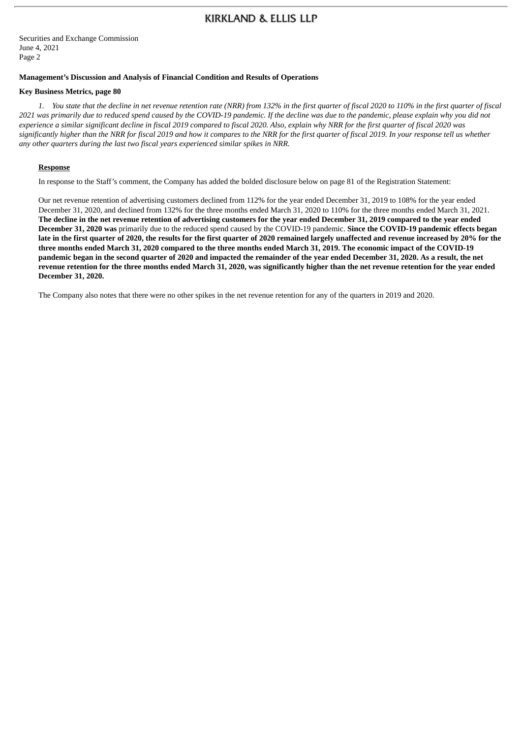**Management's Discussion and Analysis of Financial Condition and Results of Operations**

**Key Business Metrics, page 80**

*1. You state that the decline in net revenue retention rate (NRR) from 132% in the first quarter of fiscal 2020 to 110% in the first quarter of fiscal 2021 was primarily due to reduced spend caused by the COVID-19 pandemic. If the decline was due to the pandemic, please explain why you did not experience a similar significant decline in fiscal 2019 compared to fiscal 2020. Also, explain why NRR for the first quarter of fiscal 2020 was significantly higher than the NRR for fiscal 2019 and how it compares to the NRR for the first quarter of fiscal 2019. In your response tell us whether any other quarters during the last two fiscal years experienced similar spikes in NRR.*

<u>**Response**</u>

In response to the Staff's comment, the Company has added the bolded disclosure below on page 81 of the Registration Statement:

Our net revenue retention of advertising customers declined from 112% for the year ended December 31, 2019 to 108% for the year ended December 31, 2020, and declined from 132% for the three months ended March 31, 2020 to 110% for the three months ended March 31, 2021. **The decline in the net revenue retention of advertising customers for the year ended December 31, 2019 compared to the year ended December 31, 2020 was** primarily due to the reduced spend caused by the COVID-19 pandemic. **Since the COVID-19 pandemic effects began late in the first quarter of 2020, the results for the first quarter of 2020 remained largely unaffected and revenue increased by 20% for the three months ended March 31, 2020 compared to the three months ended March 31, 2019. The economic impact of the COVID-19 pandemic began in the second quarter of 2020 and impacted the remainder of the year ended December 31, 2020. As a result, the net revenue retention for the three months ended March 31, 2020, was significantly higher than the net revenue retention for the year ended December 31, 2020.**

The Company also notes that there were no other spikes in the net revenue retention for any of the quarters in 2019 and 2020.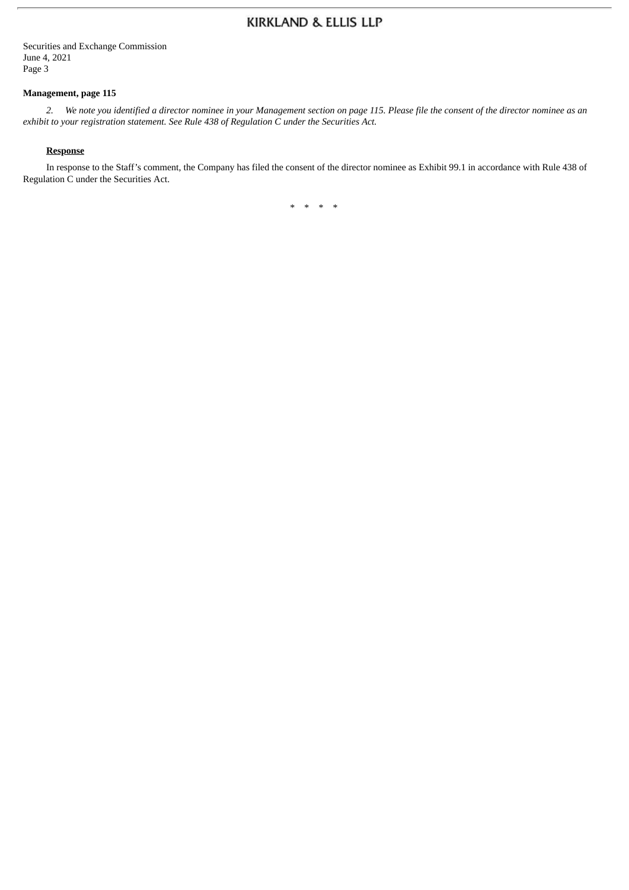**Management, page 115**

*2. We note you identified a director nominee in your Management section on page 115. Please file the consent of the director nominee as an exhibit to your registration statement. See Rule 438 of Regulation C under the Securities Act.*

**Response**

In response to the Staff's comment, the Company has filed the consent of the director nominee as Exhibit 99.1 in accordance with Rule 438 of Regulation C under the Securities Act.

\* \* \* \*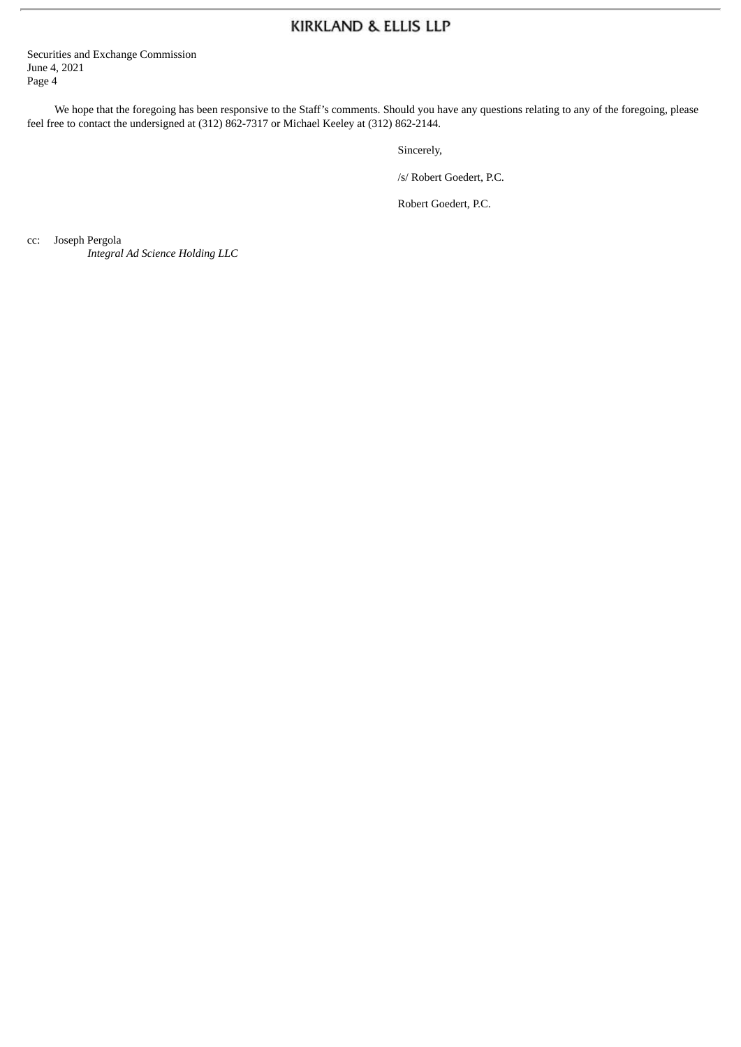We hope that the foregoing has been responsive to the Staff's comments. Should you have any questions relating to any of the foregoing, please feel free to contact the undersigned at (312) 862-7317 or Michael Keeley at (312) 862-2144.

Sincerely,

/s/ Robert Goedert, P.C.

Robert Goedert, P.C.

cc: Joseph Pergola
*Integral Ad Science Holding LLC*